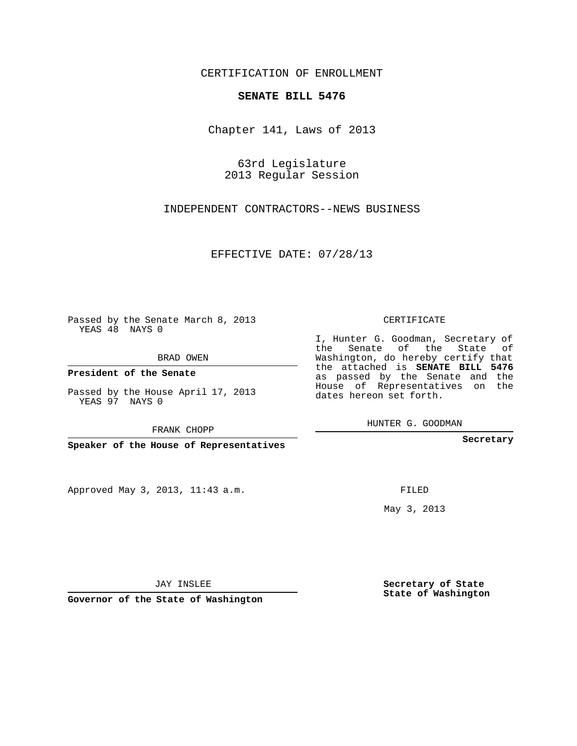CERTIFICATION OF ENROLLMENT

**SENATE BILL 5476**

Chapter 141, Laws of 2013

63rd Legislature
2013 Regular Session

INDEPENDENT CONTRACTORS--NEWS BUSINESS

EFFECTIVE DATE: 07/28/13

Passed by the Senate March 8, 2013
YEAS 48 NAYS 0

BRAD OWEN

**President of the Senate**

Passed by the House April 17, 2013
YEAS 97 NAYS 0

FRANK CHOPP

**Speaker of the House of Representatives**

CERTIFICATE

I, Hunter G. Goodman, Secretary of the Senate of the State of Washington, do hereby certify that the attached is **SENATE BILL 5476** as passed by the Senate and the House of Representatives on the dates hereon set forth.

HUNTER G. GOODMAN

**Secretary**

Approved May 3, 2013, 11:43 a.m.

FILED

May 3, 2013

JAY INSLEE

**Governor of the State of Washington**

**Secretary of State**
**State of Washington**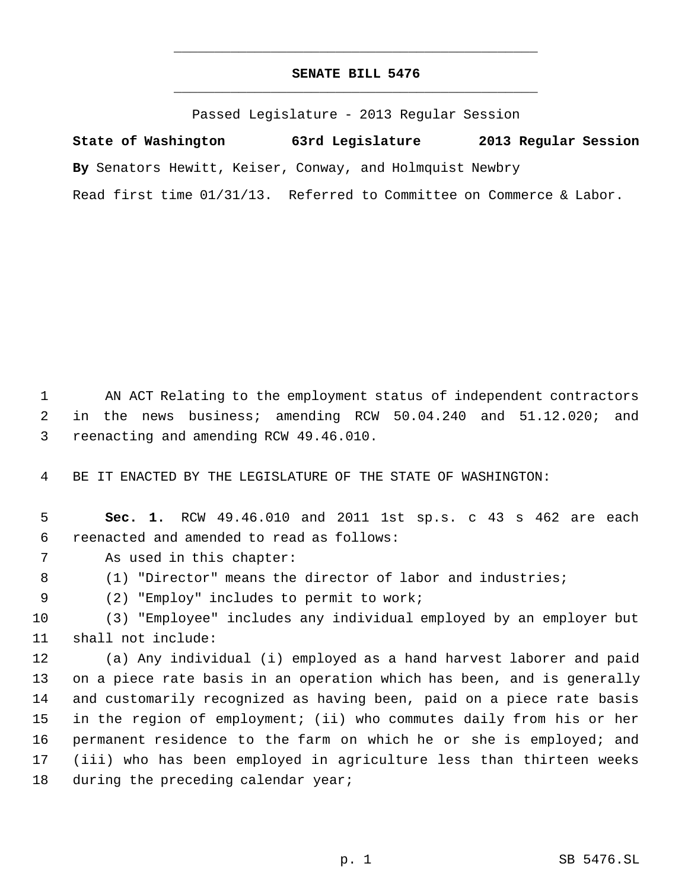# SENATE BILL 5476

Passed Legislature - 2013 Regular Session

**State of Washington 63rd Legislature 2013 Regular Session**

**By** Senators Hewitt, Keiser, Conway, and Holmquist Newbry

Read first time 01/31/13. Referred to Committee on Commerce & Labor.

AN ACT Relating to the employment status of independent contractors in the news business; amending RCW 50.04.240 and 51.12.020; and reenacting and amending RCW 49.46.010.

BE IT ENACTED BY THE LEGISLATURE OF THE STATE OF WASHINGTON:

**Sec. 1.** RCW 49.46.010 and 2011 1st sp.s. c 43 s 462 are each reenacted and amended to read as follows:

As used in this chapter:

(1) "Director" means the director of labor and industries;

(2) "Employ" includes to permit to work;

(3) "Employee" includes any individual employed by an employer but shall not include:

(a) Any individual (i) employed as a hand harvest laborer and paid on a piece rate basis in an operation which has been, and is generally and customarily recognized as having been, paid on a piece rate basis in the region of employment; (ii) who commutes daily from his or her permanent residence to the farm on which he or she is employed; and (iii) who has been employed in agriculture less than thirteen weeks during the preceding calendar year;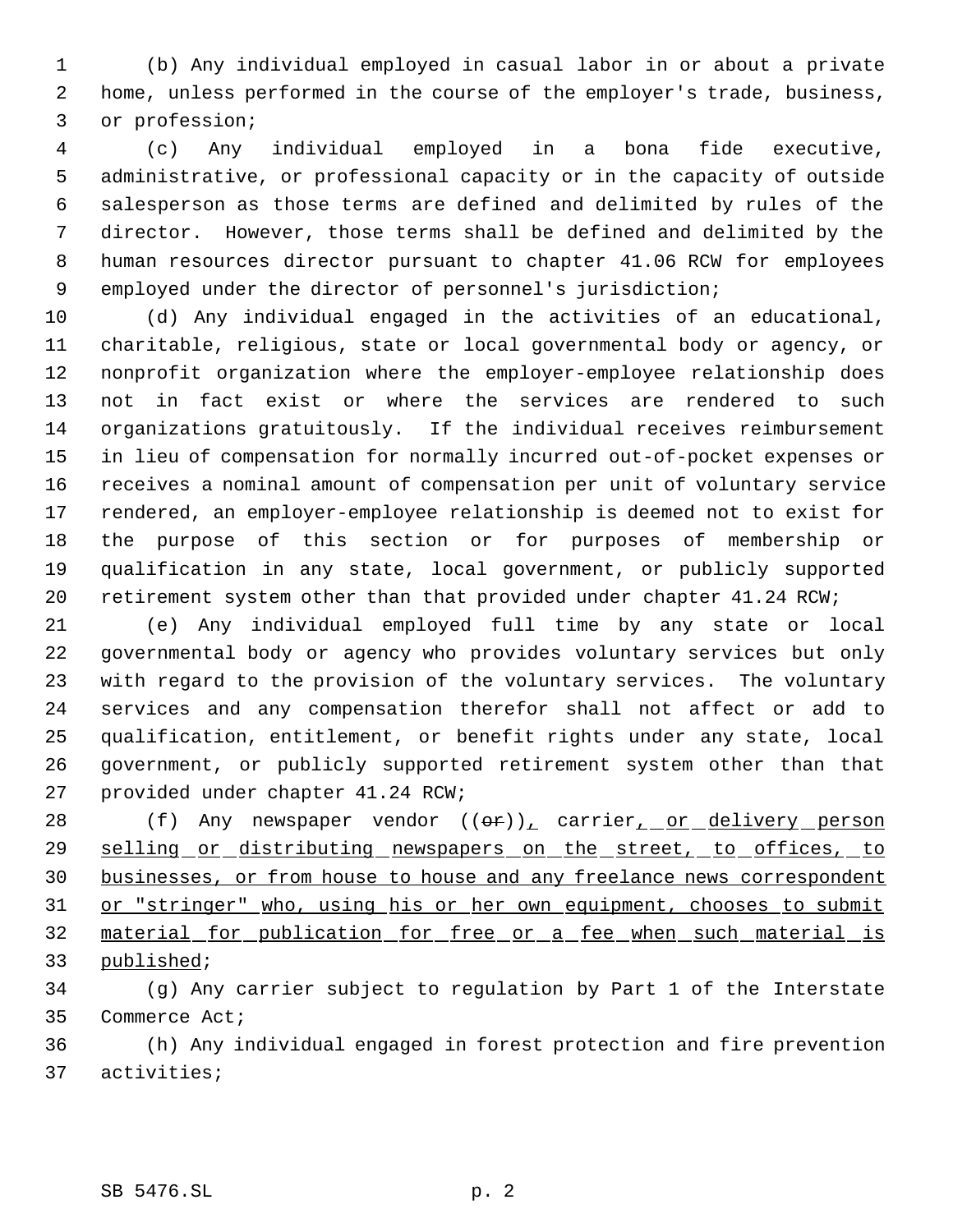(b) Any individual employed in casual labor in or about a private home, unless performed in the course of the employer's trade, business, or profession;

(c) Any individual employed in a bona fide executive, administrative, or professional capacity or in the capacity of outside salesperson as those terms are defined and delimited by rules of the director. However, those terms shall be defined and delimited by the human resources director pursuant to chapter 41.06 RCW for employees employed under the director of personnel's jurisdiction;

(d) Any individual engaged in the activities of an educational, charitable, religious, state or local governmental body or agency, or nonprofit organization where the employer-employee relationship does not in fact exist or where the services are rendered to such organizations gratuitously. If the individual receives reimbursement in lieu of compensation for normally incurred out-of-pocket expenses or receives a nominal amount of compensation per unit of voluntary service rendered, an employer-employee relationship is deemed not to exist for the purpose of this section or for purposes of membership or qualification in any state, local government, or publicly supported retirement system other than that provided under chapter 41.24 RCW;

(e) Any individual employed full time by any state or local governmental body or agency who provides voluntary services but only with regard to the provision of the voluntary services. The voluntary services and any compensation therefor shall not affect or add to qualification, entitlement, or benefit rights under any state, local government, or publicly supported retirement system other than that provided under chapter 41.24 RCW;

(f) Any newspaper vendor ((~~or~~)), carrier, or delivery person selling or distributing newspapers on the street, to offices, to businesses, or from house to house and any freelance news correspondent or "stringer" who, using his or her own equipment, chooses to submit material for publication for free or a fee when such material is published;

(g) Any carrier subject to regulation by Part 1 of the Interstate Commerce Act;

(h) Any individual engaged in forest protection and fire prevention activities;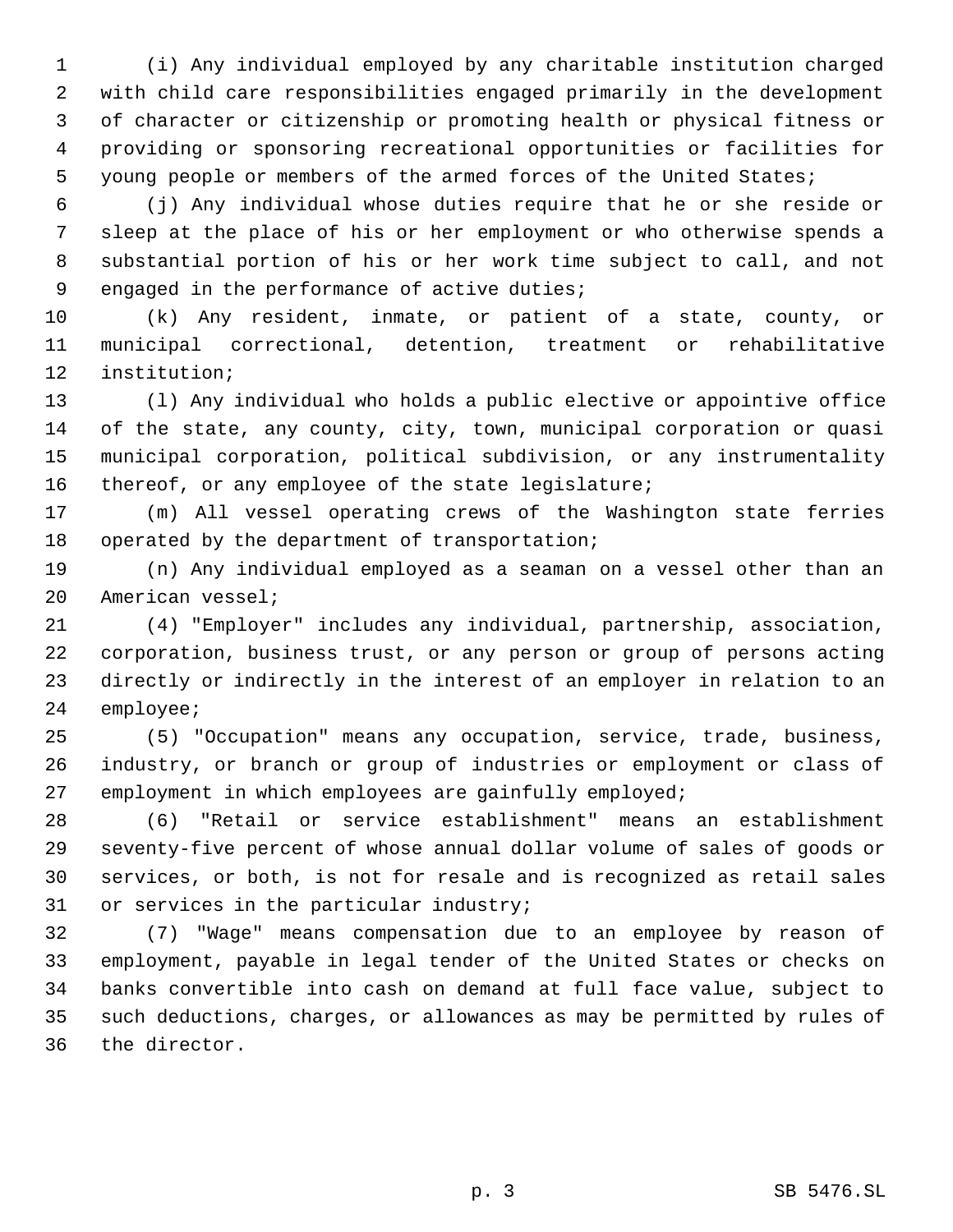(i) Any individual employed by any charitable institution charged with child care responsibilities engaged primarily in the development of character or citizenship or promoting health or physical fitness or providing or sponsoring recreational opportunities or facilities for young people or members of the armed forces of the United States;

(j) Any individual whose duties require that he or she reside or sleep at the place of his or her employment or who otherwise spends a substantial portion of his or her work time subject to call, and not engaged in the performance of active duties;

(k) Any resident, inmate, or patient of a state, county, or municipal correctional, detention, treatment or rehabilitative institution;

(l) Any individual who holds a public elective or appointive office of the state, any county, city, town, municipal corporation or quasi municipal corporation, political subdivision, or any instrumentality thereof, or any employee of the state legislature;

(m) All vessel operating crews of the Washington state ferries operated by the department of transportation;

(n) Any individual employed as a seaman on a vessel other than an American vessel;

(4) "Employer" includes any individual, partnership, association, corporation, business trust, or any person or group of persons acting directly or indirectly in the interest of an employer in relation to an employee;

(5) "Occupation" means any occupation, service, trade, business, industry, or branch or group of industries or employment or class of employment in which employees are gainfully employed;

(6) "Retail or service establishment" means an establishment seventy-five percent of whose annual dollar volume of sales of goods or services, or both, is not for resale and is recognized as retail sales or services in the particular industry;

(7) "Wage" means compensation due to an employee by reason of employment, payable in legal tender of the United States or checks on banks convertible into cash on demand at full face value, subject to such deductions, charges, or allowances as may be permitted by rules of the director.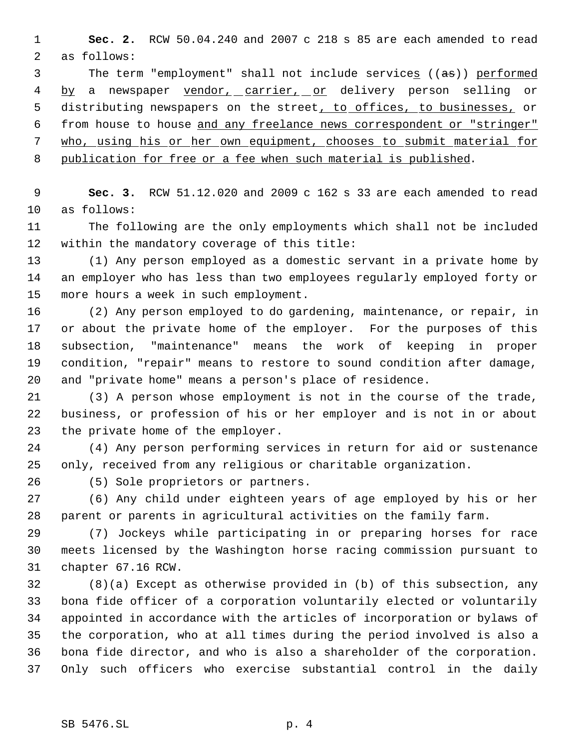**Sec. 2.** RCW 50.04.240 and 2007 c 218 s 85 are each amended to read as follows:

The term "employment" shall not include services ((as)) performed by a newspaper vendor, carrier, or delivery person selling or distributing newspapers on the street, to offices, to businesses, or from house to house and any freelance news correspondent or "stringer" who, using his or her own equipment, chooses to submit material for publication for free or a fee when such material is published.

**Sec. 3.** RCW 51.12.020 and 2009 c 162 s 33 are each amended to read as follows:

The following are the only employments which shall not be included within the mandatory coverage of this title:

(1) Any person employed as a domestic servant in a private home by an employer who has less than two employees regularly employed forty or more hours a week in such employment.

(2) Any person employed to do gardening, maintenance, or repair, in or about the private home of the employer. For the purposes of this subsection, "maintenance" means the work of keeping in proper condition, "repair" means to restore to sound condition after damage, and "private home" means a person's place of residence.

(3) A person whose employment is not in the course of the trade, business, or profession of his or her employer and is not in or about the private home of the employer.

(4) Any person performing services in return for aid or sustenance only, received from any religious or charitable organization.

(5) Sole proprietors or partners.

(6) Any child under eighteen years of age employed by his or her parent or parents in agricultural activities on the family farm.

(7) Jockeys while participating in or preparing horses for race meets licensed by the Washington horse racing commission pursuant to chapter 67.16 RCW.

(8)(a) Except as otherwise provided in (b) of this subsection, any bona fide officer of a corporation voluntarily elected or voluntarily appointed in accordance with the articles of incorporation or bylaws of the corporation, who at all times during the period involved is also a bona fide director, and who is also a shareholder of the corporation. Only such officers who exercise substantial control in the daily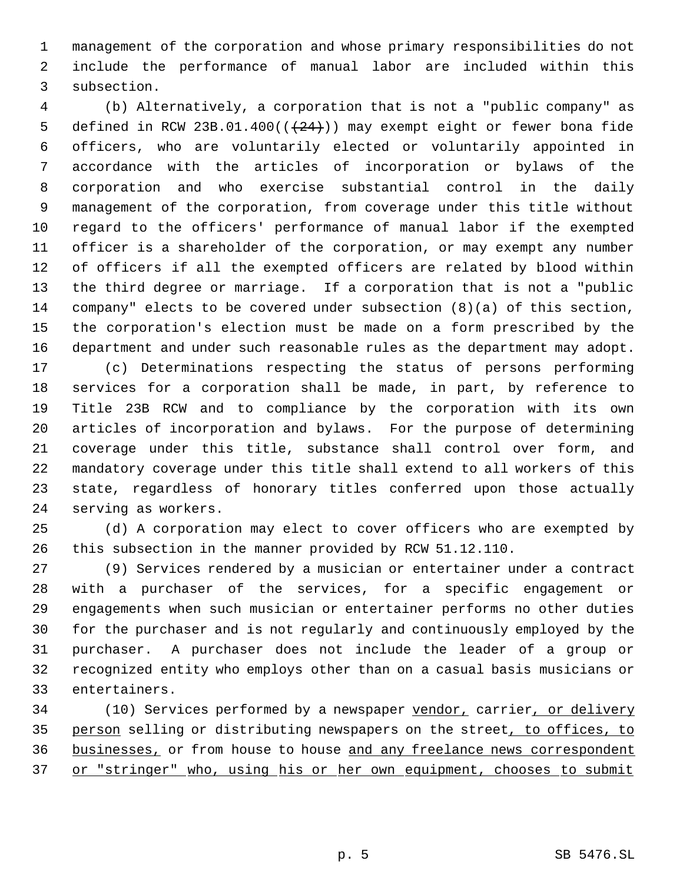management of the corporation and whose primary responsibilities do not include the performance of manual labor are included within this subsection.

(b) Alternatively, a corporation that is not a "public company" as defined in RCW 23B.01.400(( ~~(24)~~ )) may exempt eight or fewer bona fide officers, who are voluntarily elected or voluntarily appointed in accordance with the articles of incorporation or bylaws of the corporation and who exercise substantial control in the daily management of the corporation, from coverage under this title without regard to the officers' performance of manual labor if the exempted officer is a shareholder of the corporation, or may exempt any number of officers if all the exempted officers are related by blood within the third degree or marriage. If a corporation that is not a "public company" elects to be covered under subsection (8)(a) of this section, the corporation's election must be made on a form prescribed by the department and under such reasonable rules as the department may adopt.

(c) Determinations respecting the status of persons performing services for a corporation shall be made, in part, by reference to Title 23B RCW and to compliance by the corporation with its own articles of incorporation and bylaws. For the purpose of determining coverage under this title, substance shall control over form, and mandatory coverage under this title shall extend to all workers of this state, regardless of honorary titles conferred upon those actually serving as workers.

(d) A corporation may elect to cover officers who are exempted by this subsection in the manner provided by RCW 51.12.110.

(9) Services rendered by a musician or entertainer under a contract with a purchaser of the services, for a specific engagement or engagements when such musician or entertainer performs no other duties for the purchaser and is not regularly and continuously employed by the purchaser. A purchaser does not include the leader of a group or recognized entity who employs other than on a casual basis musicians or entertainers.

(10) Services performed by a newspaper <u>vendor,</u> carrier<u>, or delivery person</u> selling or distributing newspapers on the street<u>, to offices, to businesses,</u> or from house to house <u>and any freelance news correspondent or "stringer" who, using his or her own equipment, chooses to submit</u>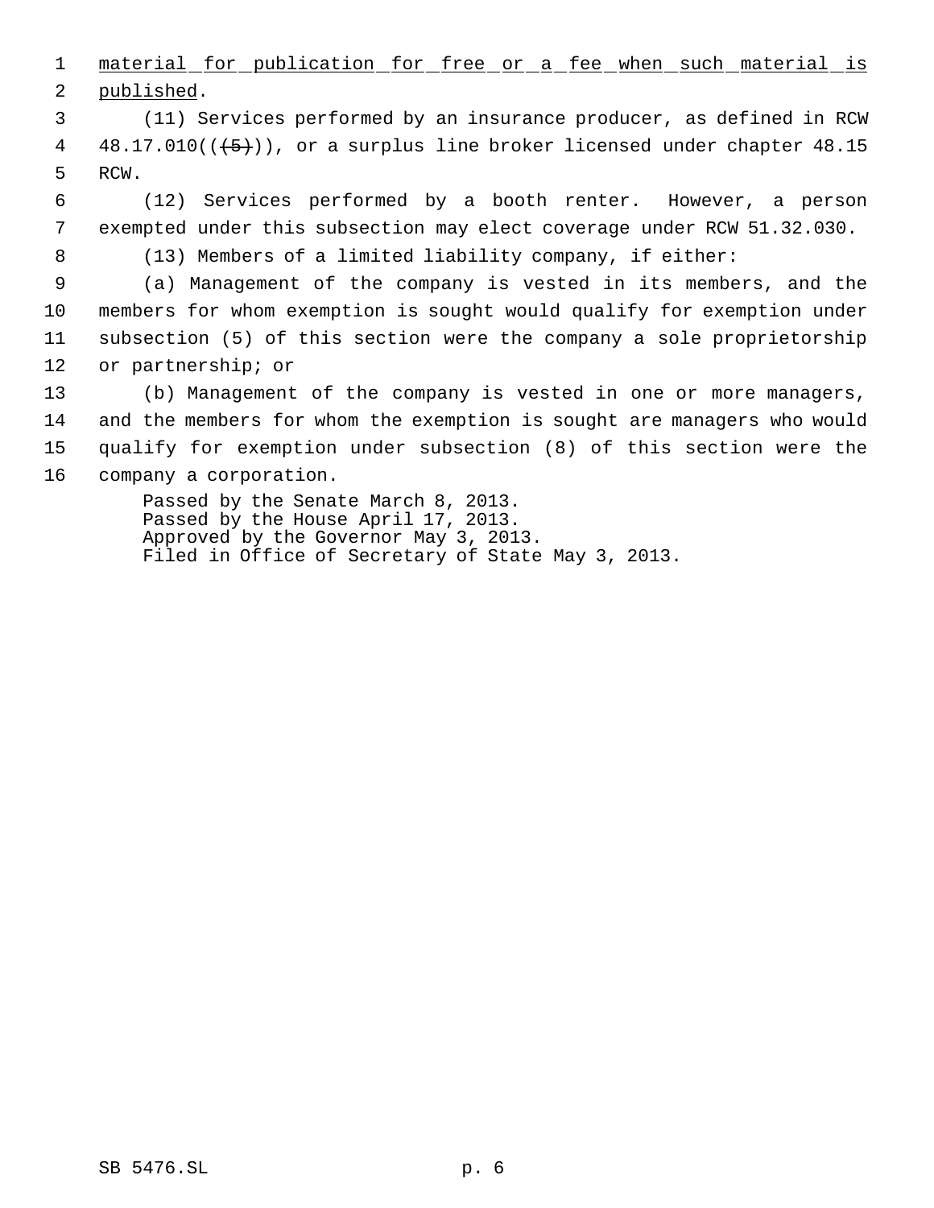<u>material for publication for free or a fee when such material is published</u>.

(11) Services performed by an insurance producer, as defined in RCW 48.17.010((~~(5)~~)), or a surplus line broker licensed under chapter 48.15 RCW.

(12) Services performed by a booth renter. However, a person exempted under this subsection may elect coverage under RCW 51.32.030.

(13) Members of a limited liability company, if either:

(a) Management of the company is vested in its members, and the members for whom exemption is sought would qualify for exemption under subsection (5) of this section were the company a sole proprietorship or partnership; or

(b) Management of the company is vested in one or more managers, and the members for whom the exemption is sought are managers who would qualify for exemption under subsection (8) of this section were the company a corporation.

Passed by the Senate March 8, 2013.
Passed by the House April 17, 2013.
Approved by the Governor May 3, 2013.
Filed in Office of Secretary of State May 3, 2013.